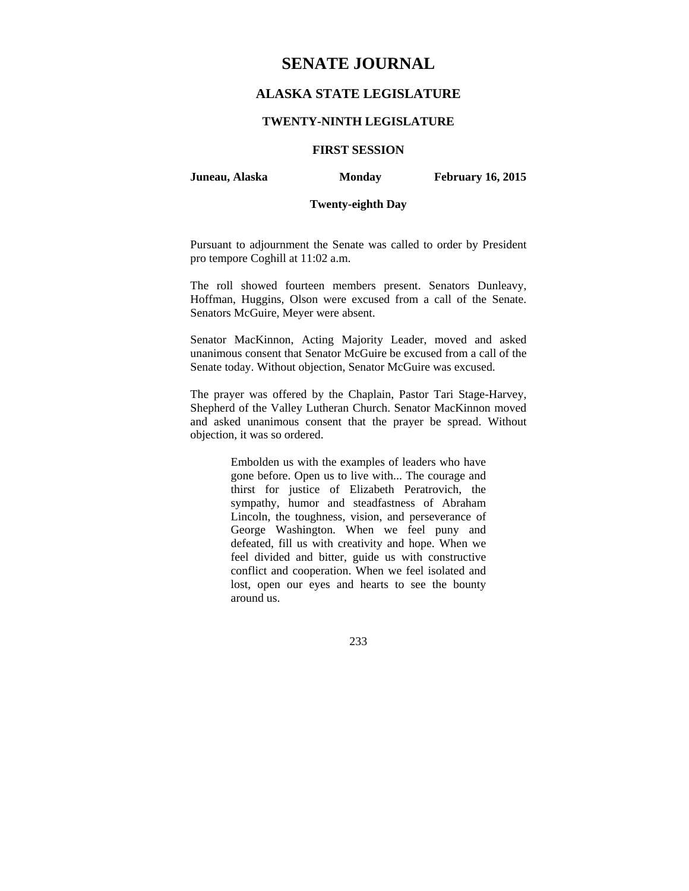# SENATE JOURNAL

## ALASKA STATE LEGISLATURE

### TWENTY-NINTH LEGISLATURE

### FIRST SESSION

**Juneau, Alaska** **Monday** **February 16, 2015**

**Twenty-eighth Day**

Pursuant to adjournment the Senate was called to order by President pro tempore Coghill at 11:02 a.m.

The roll showed fourteen members present. Senators Dunleavy, Hoffman, Huggins, Olson were excused from a call of the Senate. Senators McGuire, Meyer were absent.

Senator MacKinnon, Acting Majority Leader, moved and asked unanimous consent that Senator McGuire be excused from a call of the Senate today. Without objection, Senator McGuire was excused.

The prayer was offered by the Chaplain, Pastor Tari Stage-Harvey, Shepherd of the Valley Lutheran Church. Senator MacKinnon moved and asked unanimous consent that the prayer be spread. Without objection, it was so ordered.

> Embolden us with the examples of leaders who have gone before. Open us to live with... The courage and thirst for justice of Elizabeth Peratrovich, the sympathy, humor and steadfastness of Abraham Lincoln, the toughness, vision, and perseverance of George Washington. When we feel puny and defeated, fill us with creativity and hope. When we feel divided and bitter, guide us with constructive conflict and cooperation. When we feel isolated and lost, open our eyes and hearts to see the bounty around us.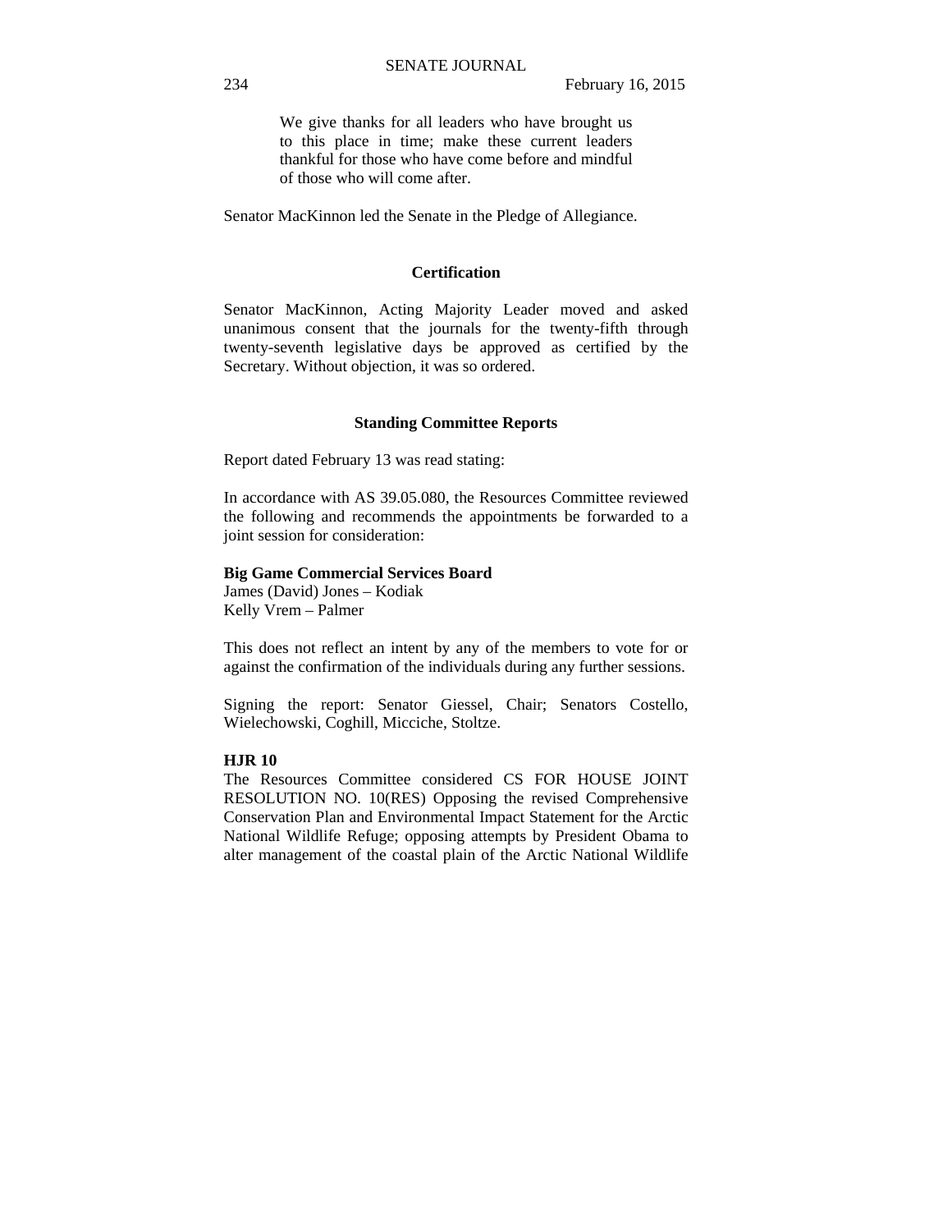We give thanks for all leaders who have brought us to this place in time; make these current leaders thankful for those who have come before and mindful of those who will come after.

Senator MacKinnon led the Senate in the Pledge of Allegiance.

### Certification

Senator MacKinnon, Acting Majority Leader moved and asked unanimous consent that the journals for the twenty-fifth through twenty-seventh legislative days be approved as certified by the Secretary. Without objection, it was so ordered.

### Standing Committee Reports

Report dated February 13 was read stating:

In accordance with AS 39.05.080, the Resources Committee reviewed the following and recommends the appointments be forwarded to a joint session for consideration:

**Big Game Commercial Services Board**
James (David) Jones – Kodiak
Kelly Vrem – Palmer

This does not reflect an intent by any of the members to vote for or against the confirmation of the individuals during any further sessions.

Signing the report: Senator Giessel, Chair; Senators Costello, Wielechowski, Coghill, Micciche, Stoltze.

**HJR 10**
The Resources Committee considered CS FOR HOUSE JOINT RESOLUTION NO. 10(RES) Opposing the revised Comprehensive Conservation Plan and Environmental Impact Statement for the Arctic National Wildlife Refuge; opposing attempts by President Obama to alter management of the coastal plain of the Arctic National Wildlife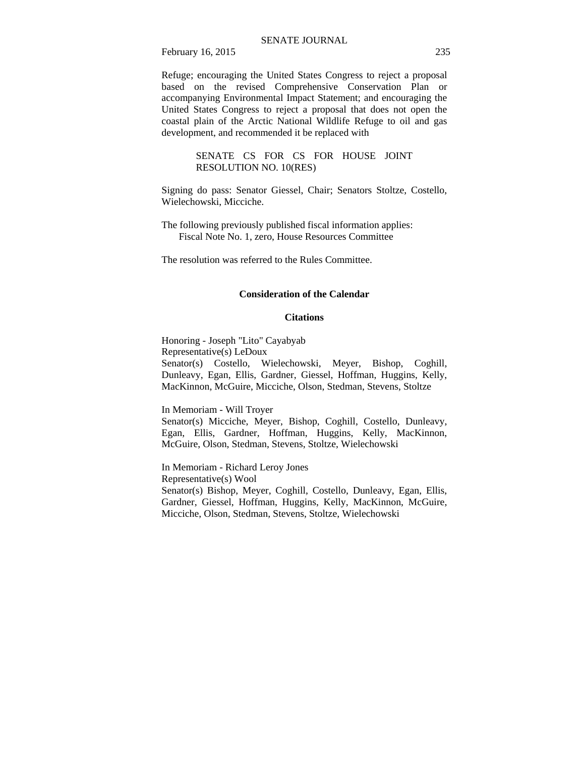Refuge; encouraging the United States Congress to reject a proposal based on the revised Comprehensive Conservation Plan or accompanying Environmental Impact Statement; and encouraging the United States Congress to reject a proposal that does not open the coastal plain of the Arctic National Wildlife Refuge to oil and gas development, and recommended it be replaced with

> SENATE CS FOR CS FOR HOUSE JOINT RESOLUTION NO. 10(RES)

Signing do pass: Senator Giessel, Chair; Senators Stoltze, Costello, Wielechowski, Micciche.

The following previously published fiscal information applies:
Fiscal Note No. 1, zero, House Resources Committee

The resolution was referred to the Rules Committee.

## Consideration of the Calendar

### Citations

Honoring - Joseph "Lito" Cayabyab
Representative(s) LeDoux
Senator(s) Costello, Wielechowski, Meyer, Bishop, Coghill, Dunleavy, Egan, Ellis, Gardner, Giessel, Hoffman, Huggins, Kelly, MacKinnon, McGuire, Micciche, Olson, Stedman, Stevens, Stoltze

In Memoriam - Will Troyer
Senator(s) Micciche, Meyer, Bishop, Coghill, Costello, Dunleavy, Egan, Ellis, Gardner, Hoffman, Huggins, Kelly, MacKinnon, McGuire, Olson, Stedman, Stevens, Stoltze, Wielechowski

In Memoriam - Richard Leroy Jones
Representative(s) Wool
Senator(s) Bishop, Meyer, Coghill, Costello, Dunleavy, Egan, Ellis, Gardner, Giessel, Hoffman, Huggins, Kelly, MacKinnon, McGuire, Micciche, Olson, Stedman, Stevens, Stoltze, Wielechowski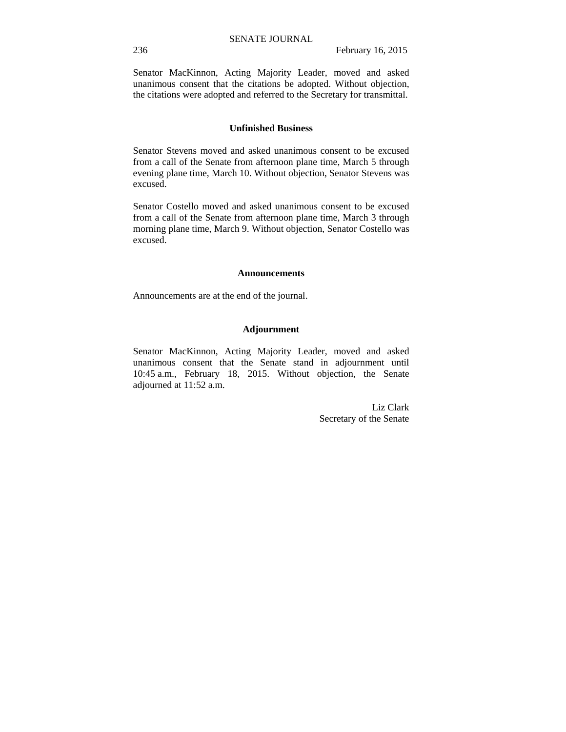Senator MacKinnon, Acting Majority Leader, moved and asked unanimous consent that the citations be adopted. Without objection, the citations were adopted and referred to the Secretary for transmittal.

**Unfinished Business**

Senator Stevens moved and asked unanimous consent to be excused from a call of the Senate from afternoon plane time, March 5 through evening plane time, March 10. Without objection, Senator Stevens was excused.

Senator Costello moved and asked unanimous consent to be excused from a call of the Senate from afternoon plane time, March 3 through morning plane time, March 9. Without objection, Senator Costello was excused.

**Announcements**

Announcements are at the end of the journal.

**Adjournment**

Senator MacKinnon, Acting Majority Leader, moved and asked unanimous consent that the Senate stand in adjournment until 10:45 a.m., February 18, 2015. Without objection, the Senate adjourned at 11:52 a.m.

Liz Clark
Secretary of the Senate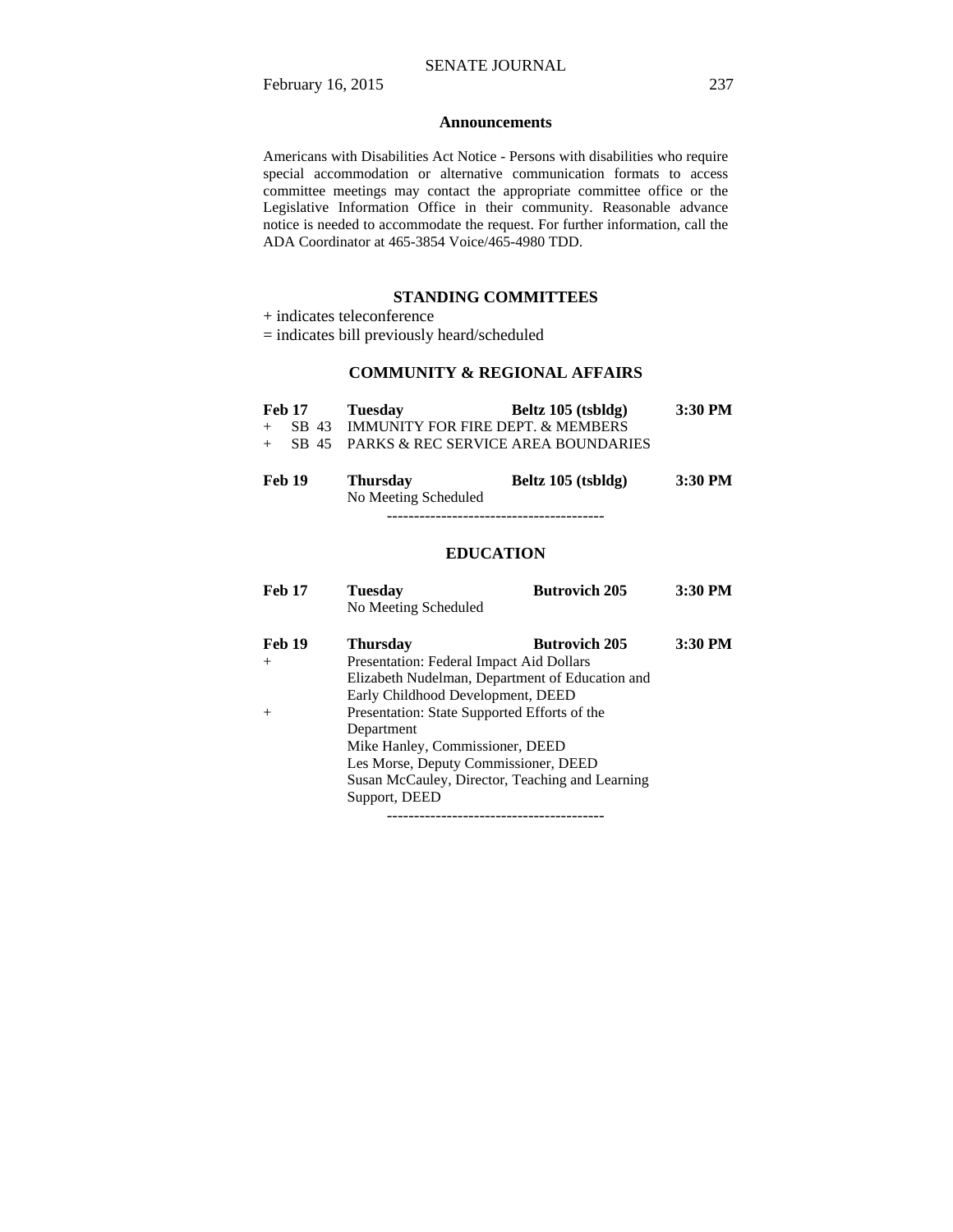## Announcements

Americans with Disabilities Act Notice - Persons with disabilities who require special accommodation or alternative communication formats to access committee meetings may contact the appropriate committee office or the Legislative Information Office in their community. Reasonable advance notice is needed to accommodate the request. For further information, call the ADA Coordinator at 465-3854 Voice/465-4980 TDD.

## STANDING COMMITTEES

+ indicates teleconference

= indicates bill previously heard/scheduled

### COMMUNITY & REGIONAL AFFAIRS

**Feb 17** **Tuesday** **Beltz 105 (tsbldg)** **3:30 PM**

+ SB 43 IMMUNITY FOR FIRE DEPT. & MEMBERS

+ SB 45 PARKS & REC SERVICE AREA BOUNDARIES

**Feb 19** **Thursday** **Beltz 105 (tsbldg)** **3:30 PM**

No Meeting Scheduled

----------------------------------------

### EDUCATION

**Feb 17** **Tuesday** **Butrovich 205** **3:30 PM**

No Meeting Scheduled

**Feb 19** **Thursday** **Butrovich 205** **3:30 PM**

+ Presentation: Federal Impact Aid Dollars
Elizabeth Nudelman, Department of Education and Early Childhood Development, DEED

+ Presentation: State Supported Efforts of the Department
Mike Hanley, Commissioner, DEED
Les Morse, Deputy Commissioner, DEED
Susan McCauley, Director, Teaching and Learning Support, DEED

----------------------------------------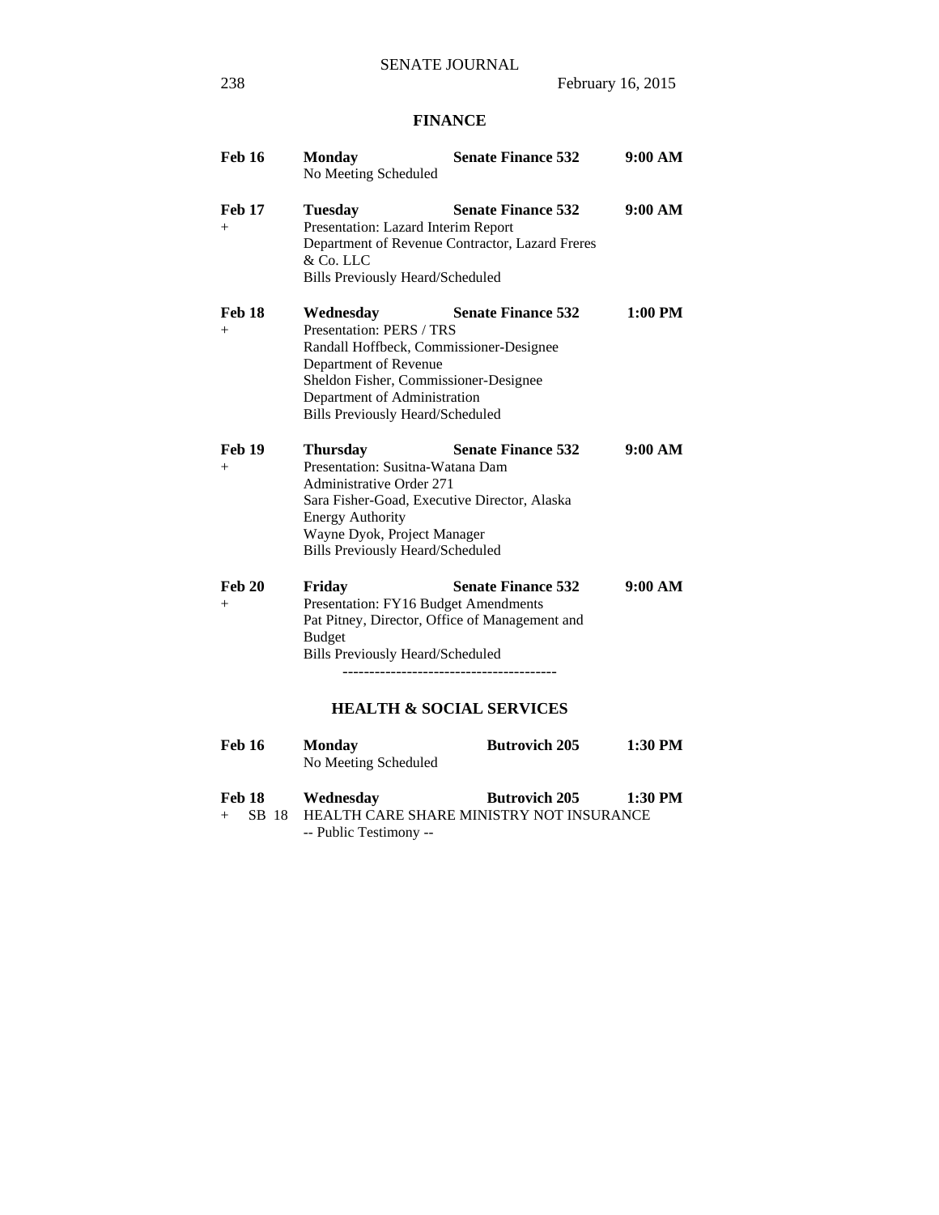## FINANCE

**Feb 16** **Monday** **Senate Finance 532** **9:00 AM**
No Meeting Scheduled

**Feb 17** **Tuesday** **Senate Finance 532** **9:00 AM**
\+ Presentation: Lazard Interim Report
Department of Revenue Contractor, Lazard Freres & Co. LLC
Bills Previously Heard/Scheduled

**Feb 18** **Wednesday** **Senate Finance 532** **1:00 PM**
\+ Presentation: PERS / TRS
Randall Hoffbeck, Commissioner-Designee
Department of Revenue
Sheldon Fisher, Commissioner-Designee
Department of Administration
Bills Previously Heard/Scheduled

**Feb 19** **Thursday** **Senate Finance 532** **9:00 AM**
\+ Presentation: Susitna-Watana Dam
Administrative Order 271
Sara Fisher-Goad, Executive Director, Alaska Energy Authority
Wayne Dyok, Project Manager
Bills Previously Heard/Scheduled

**Feb 20** **Friday** **Senate Finance 532** **9:00 AM**
\+ Presentation: FY16 Budget Amendments
Pat Pitney, Director, Office of Management and Budget
Bills Previously Heard/Scheduled

----------------------------------------

## HEALTH & SOCIAL SERVICES

**Feb 16** **Monday** **Butrovich 205** **1:30 PM**
No Meeting Scheduled

**Feb 18** **Wednesday** **Butrovich 205** **1:30 PM**
\+ SB 18 HEALTH CARE SHARE MINISTRY NOT INSURANCE
-- Public Testimony --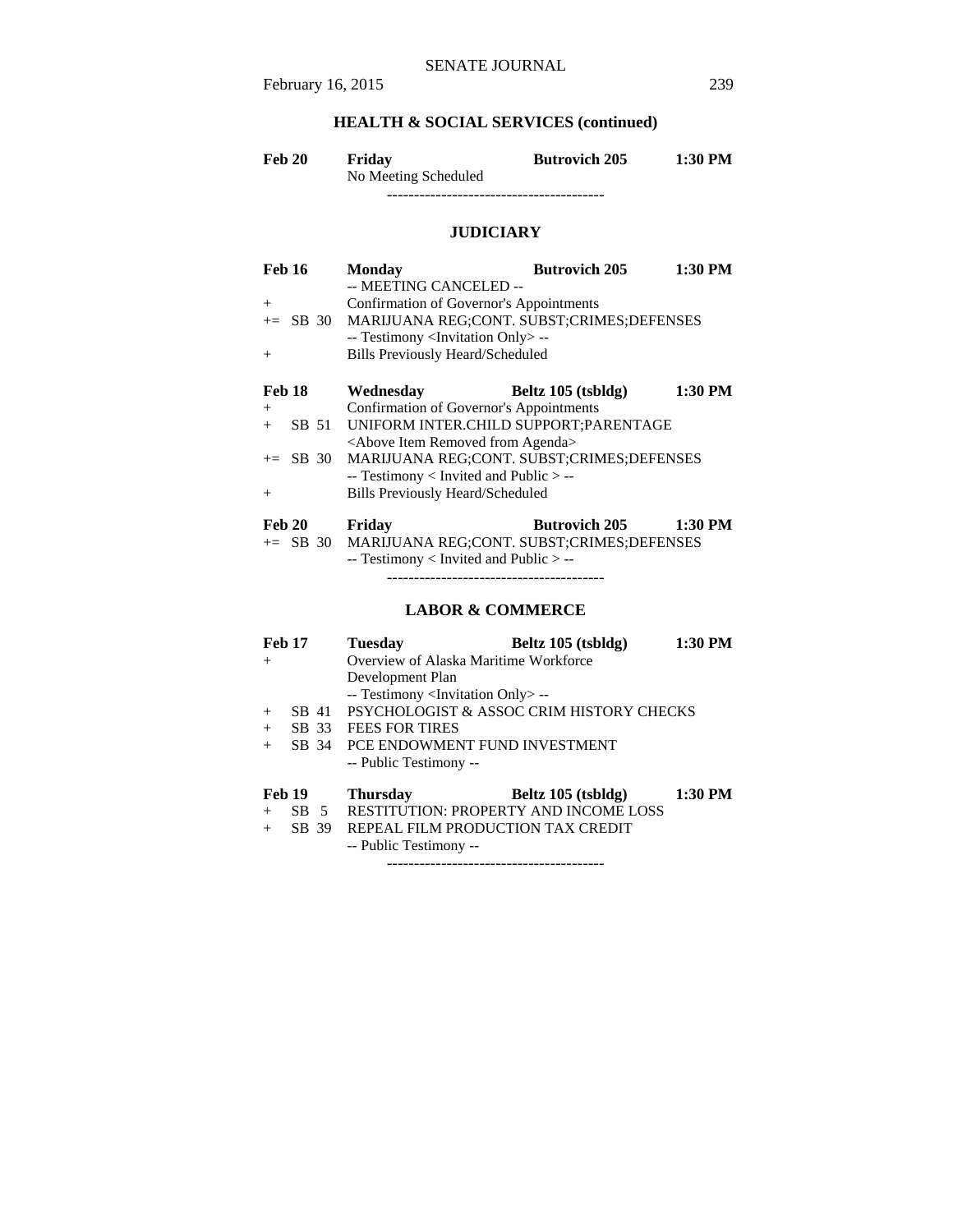## HEALTH & SOCIAL SERVICES (continued)

| | | | | |
|---|---|---|---|---|
| **Feb 20** | **Friday** | **Butrovich 205** | **1:30 PM** |
| | | No Meeting Scheduled | | |

----------------------------------------

## JUDICIARY

**Feb 16** **Monday** **Butrovich 205** **1:30 PM**

-- MEETING CANCELED --

+ Confirmation of Governor's Appointments

+= SB 30 MARIJUANA REG;CONT. SUBST;CRIMES;DEFENSES

-- Testimony <Invitation Only> --

+ Bills Previously Heard/Scheduled

**Feb 18** **Wednesday** **Beltz 105 (tsbldg)** **1:30 PM**

+ Confirmation of Governor's Appointments

+ SB 51 UNIFORM INTER.CHILD SUPPORT;PARENTAGE

<Above Item Removed from Agenda>

+= SB 30 MARIJUANA REG;CONT. SUBST;CRIMES;DEFENSES

-- Testimony < Invited and Public > --

+ Bills Previously Heard/Scheduled

**Feb 20** **Friday** **Butrovich 205** **1:30 PM**

+= SB 30 MARIJUANA REG;CONT. SUBST;CRIMES;DEFENSES

-- Testimony < Invited and Public > --

----------------------------------------

## LABOR & COMMERCE

**Feb 17** **Tuesday** **Beltz 105 (tsbldg)** **1:30 PM**

+ Overview of Alaska Maritime Workforce Development Plan

-- Testimony <Invitation Only> --

+ SB 41 PSYCHOLOGIST & ASSOC CRIM HISTORY CHECKS

+ SB 33 FEES FOR TIRES

+ SB 34 PCE ENDOWMENT FUND INVESTMENT

-- Public Testimony --

**Feb 19** **Thursday** **Beltz 105 (tsbldg)** **1:30 PM**

+ SB 5 RESTITUTION: PROPERTY AND INCOME LOSS

+ SB 39 REPEAL FILM PRODUCTION TAX CREDIT

-- Public Testimony --

----------------------------------------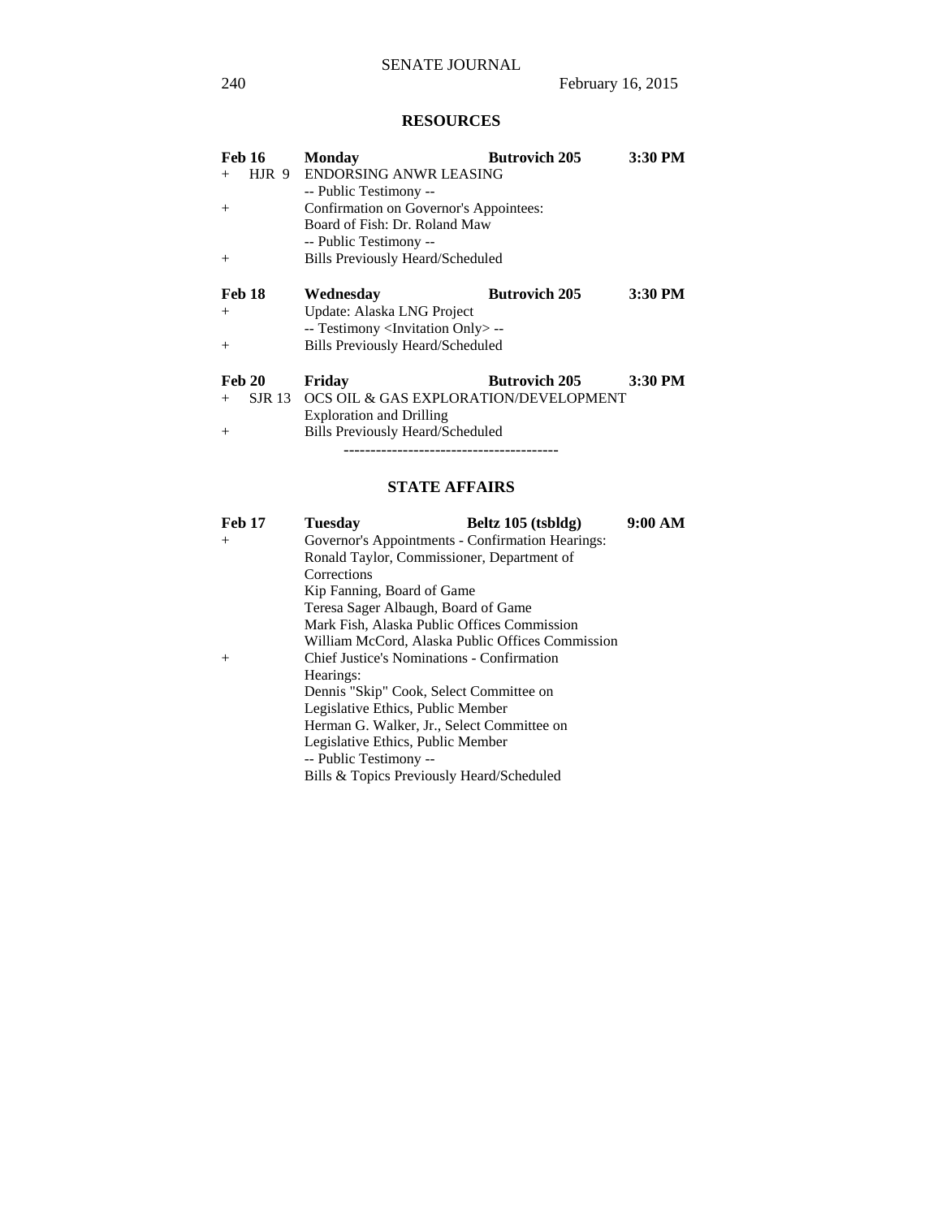## RESOURCES

**Feb 16** **Monday** **Butrovich 205** **3:30 PM**

+ HJR 9 ENDORSING ANWR LEASING
  -- Public Testimony --
+ Confirmation on Governor's Appointees:
  Board of Fish: Dr. Roland Maw
  -- Public Testimony --
+ Bills Previously Heard/Scheduled

**Feb 18** **Wednesday** **Butrovich 205** **3:30 PM**

+ Update: Alaska LNG Project
  -- Testimony <Invitation Only> --
+ Bills Previously Heard/Scheduled

**Feb 20** **Friday** **Butrovich 205** **3:30 PM**

+ SJR 13 OCS OIL & GAS EXPLORATION/DEVELOPMENT
  Exploration and Drilling
+ Bills Previously Heard/Scheduled

----------------------------------------

## STATE AFFAIRS

**Feb 17** **Tuesday** **Beltz 105 (tsbldg)** **9:00 AM**

+ Governor's Appointments - Confirmation Hearings:
  Ronald Taylor, Commissioner, Department of Corrections
  Kip Fanning, Board of Game
  Teresa Sager Albaugh, Board of Game
  Mark Fish, Alaska Public Offices Commission
  William McCord, Alaska Public Offices Commission
+ Chief Justice's Nominations - Confirmation Hearings:
  Dennis "Skip" Cook, Select Committee on Legislative Ethics, Public Member
  Herman G. Walker, Jr., Select Committee on Legislative Ethics, Public Member
  -- Public Testimony --
  Bills & Topics Previously Heard/Scheduled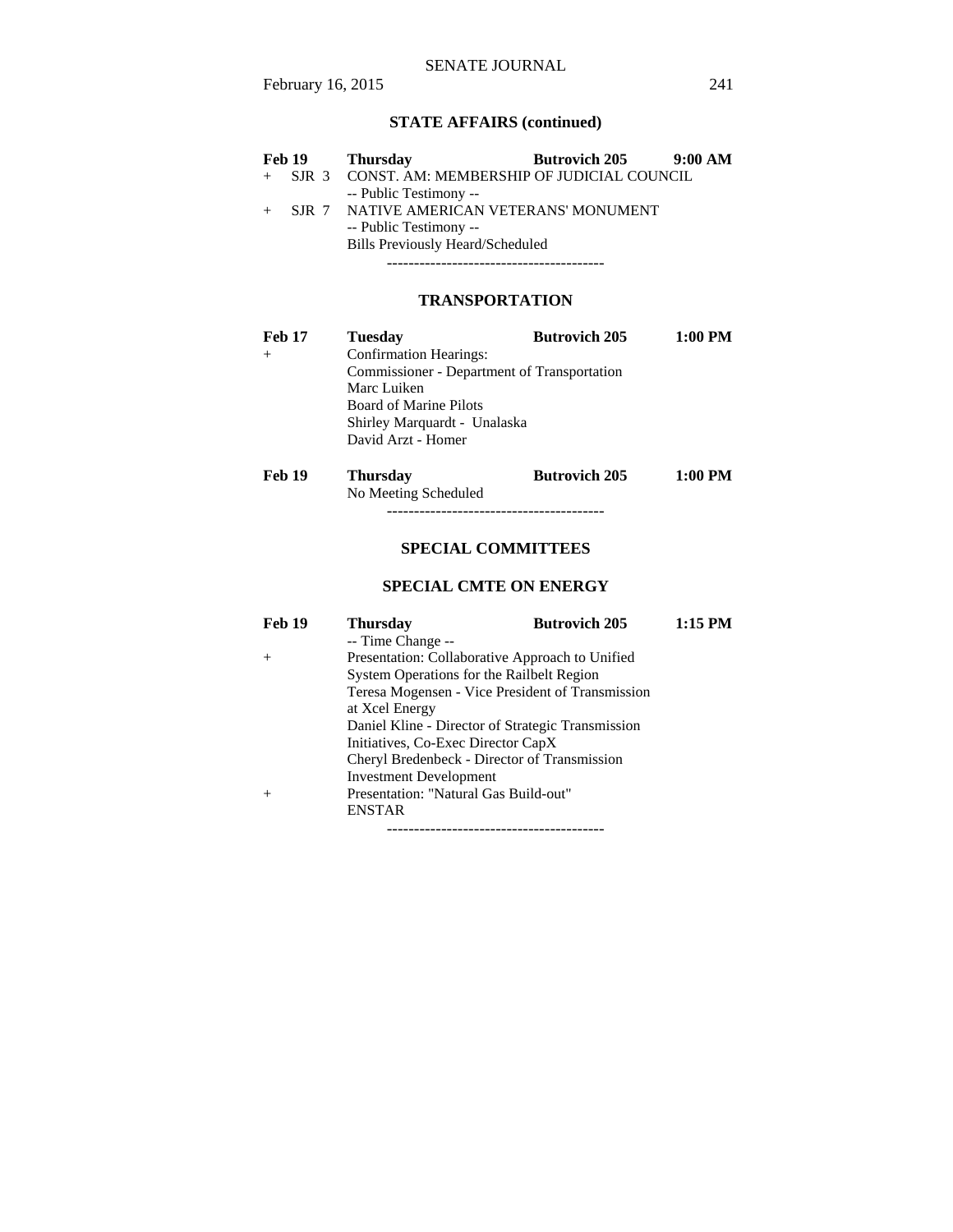## STATE AFFAIRS (continued)

| | | | |
|---|---|---|---|
| **Feb 19** | **Thursday** | **Butrovich 205** | **9:00 AM** |
| + SJR 3 | CONST. AM: MEMBERSHIP OF JUDICIAL COUNCIL | | |
| | -- Public Testimony -- | | |
| + SJR 7 | NATIVE AMERICAN VETERANS' MONUMENT | | |
| | -- Public Testimony -- | | |
| | Bills Previously Heard/Scheduled | | |

----------------------------------------

## TRANSPORTATION

| | | | |
|---|---|---|---|
| **Feb 17** | **Tuesday** | **Butrovich 205** | **1:00 PM** |
| + | Confirmation Hearings: | | |
| | Commissioner - Department of Transportation | | |
| | Marc Luiken | | |
| | Board of Marine Pilots | | |
| | Shirley Marquardt - Unalaska | | |
| | David Arzt - Homer | | |
| **Feb 19** | **Thursday** | **Butrovich 205** | **1:00 PM** |
| | No Meeting Scheduled | | |

----------------------------------------

## SPECIAL COMMITTEES

### SPECIAL CMTE ON ENERGY

| | | | |
|---|---|---|---|
| **Feb 19** | **Thursday** | **Butrovich 205** | **1:15 PM** |
| | -- Time Change -- | | |
| + | Presentation: Collaborative Approach to Unified System Operations for the Railbelt Region | | |
| | Teresa Mogensen - Vice President of Transmission at Xcel Energy | | |
| | Daniel Kline - Director of Strategic Transmission Initiatives, Co-Exec Director CapX | | |
| | Cheryl Bredenbeck - Director of Transmission Investment Development | | |
| + | Presentation: "Natural Gas Build-out" | | |
| | ENSTAR | | |

----------------------------------------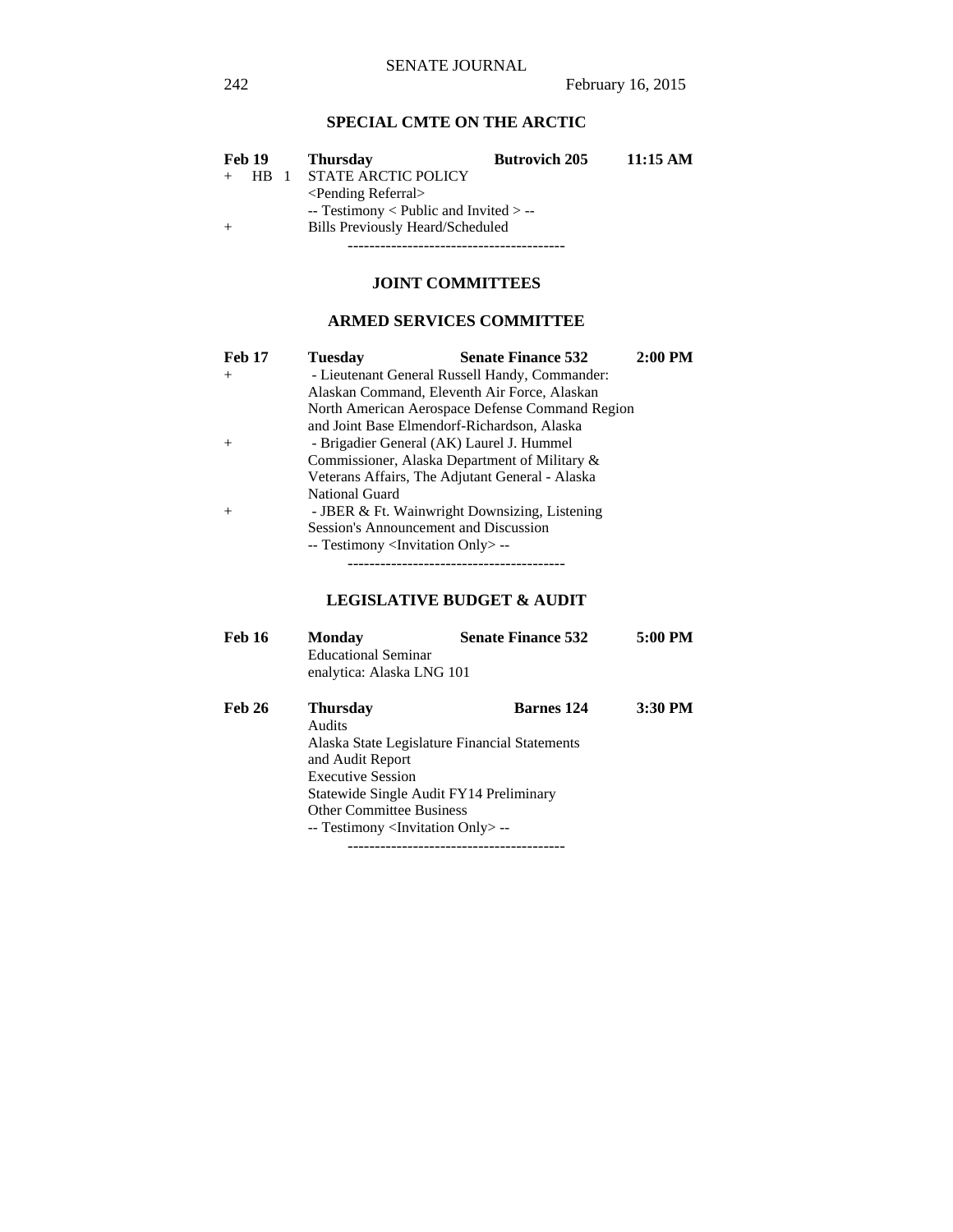## SPECIAL CMTE ON THE ARCTIC

**Feb 19** **Thursday** **Butrovich 205** **11:15 AM**

\+ HB 1 STATE ARCTIC POLICY
<Pending Referral>
-- Testimony < Public and Invited > --

\+ Bills Previously Heard/Scheduled

----------------------------------------

## JOINT COMMITTEES

## ARMED SERVICES COMMITTEE

**Feb 17** **Tuesday** **Senate Finance 532** **2:00 PM**

\+ - Lieutenant General Russell Handy, Commander: Alaskan Command, Eleventh Air Force, Alaskan North American Aerospace Defense Command Region and Joint Base Elmendorf-Richardson, Alaska

\+ - Brigadier General (AK) Laurel J. Hummel Commissioner, Alaska Department of Military & Veterans Affairs, The Adjutant General - Alaska National Guard

\+ - JBER & Ft. Wainwright Downsizing, Listening Session's Announcement and Discussion
-- Testimony <Invitation Only> --

----------------------------------------

## LEGISLATIVE BUDGET & AUDIT

**Feb 16** **Monday** **Senate Finance 532** **5:00 PM**

Educational Seminar
enalytica: Alaska LNG 101

**Feb 26** **Thursday** **Barnes 124** **3:30 PM**

Audits
Alaska State Legislature Financial Statements and Audit Report
Executive Session
Statewide Single Audit FY14 Preliminary
Other Committee Business
-- Testimony <Invitation Only> --

----------------------------------------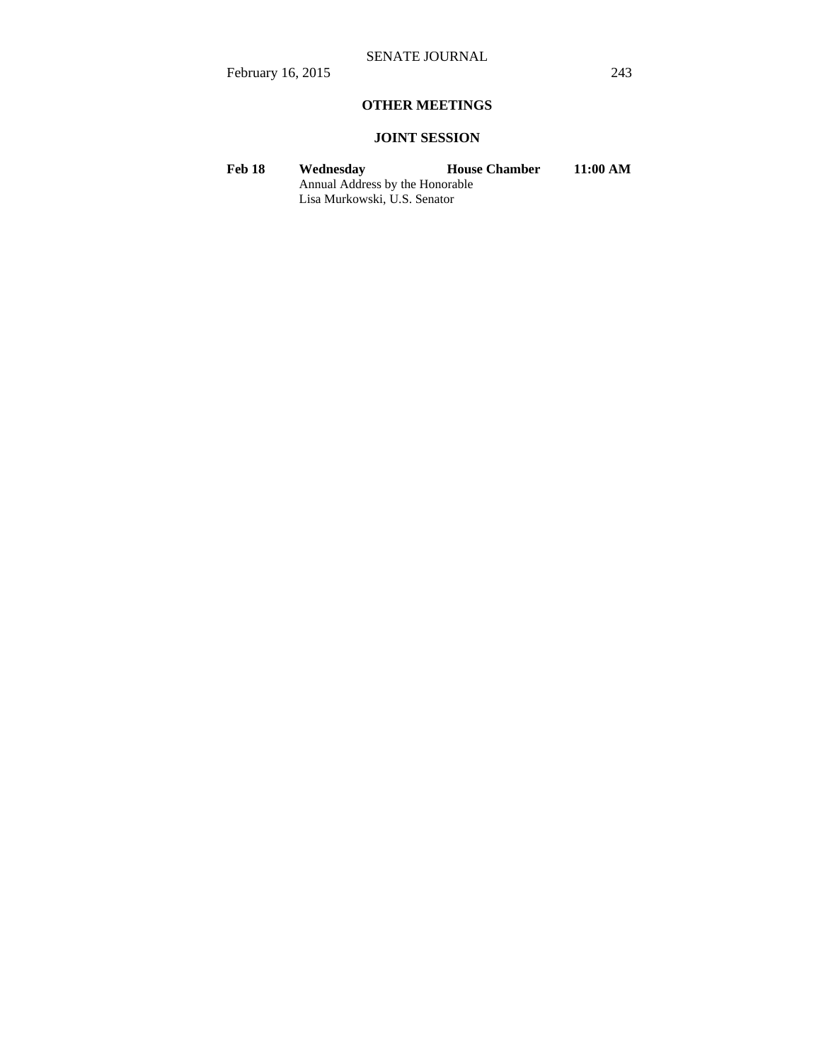## OTHER MEETINGS

### JOINT SESSION

| | | | |
|---|---|---|---|
| **Feb 18** | **Wednesday** | **House Chamber** | **11:00 AM** |
| | Annual Address by the Honorable Lisa Murkowski, U.S. Senator | | |